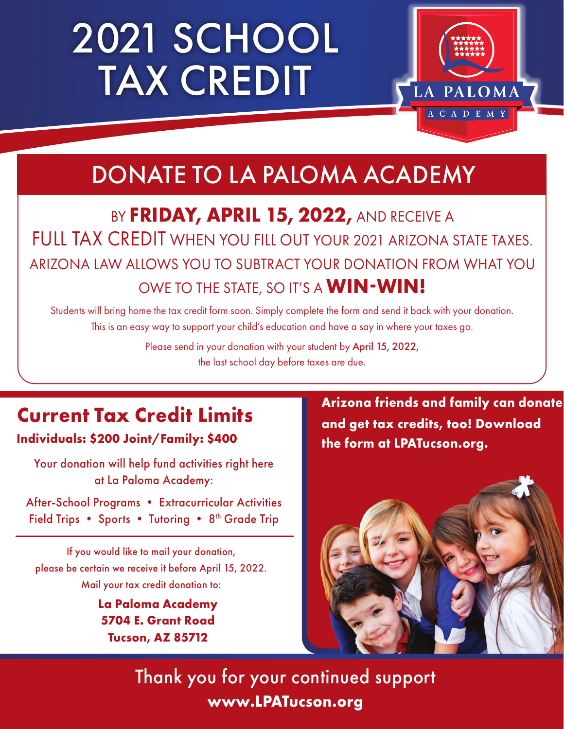# 2021 SCHOOL TAX CREDIT

LA PALOMA ACADEMY

## DONATE TO LA PALOMA ACADEMY

BY **FRIDAY, APRIL 15, 2022,** AND RECEIVE A FULL TAX CREDIT WHEN YOU FILL OUT YOUR 2021 ARIZONA STATE TAXES. ARIZONA LAW ALLOWS YOU TO SUBTRACT YOUR DONATION FROM WHAT YOU OWE TO THE STATE, SO IT'S A **WIN-WIN!**

Students will bring home the tax credit form soon. Simply complete the form and send it back with your donation. This is an easy way to support your child's education and have a say in where your taxes go.

Please send in your donation with your student by April 15, 2022, the last school day before taxes are due.

## Current Tax Credit Limits

**Individuals: $200 Joint/Family: $400**

Your donation will help fund activities right here at La Paloma Academy:

After-School Programs • Extracurricular Activities
Field Trips • Sports • Tutoring • 8th Grade Trip

If you would like to mail your donation, please be certain we receive it before April 15, 2022. Mail your tax credit donation to:

**La Paloma Academy**
**5704 E. Grant Road**
**Tucson, AZ 85712**

**Arizona friends and family can donate and get tax credits, too! Download the form at LPATucson.org.**

Thank you for your continued support

**www.LPATucson.org**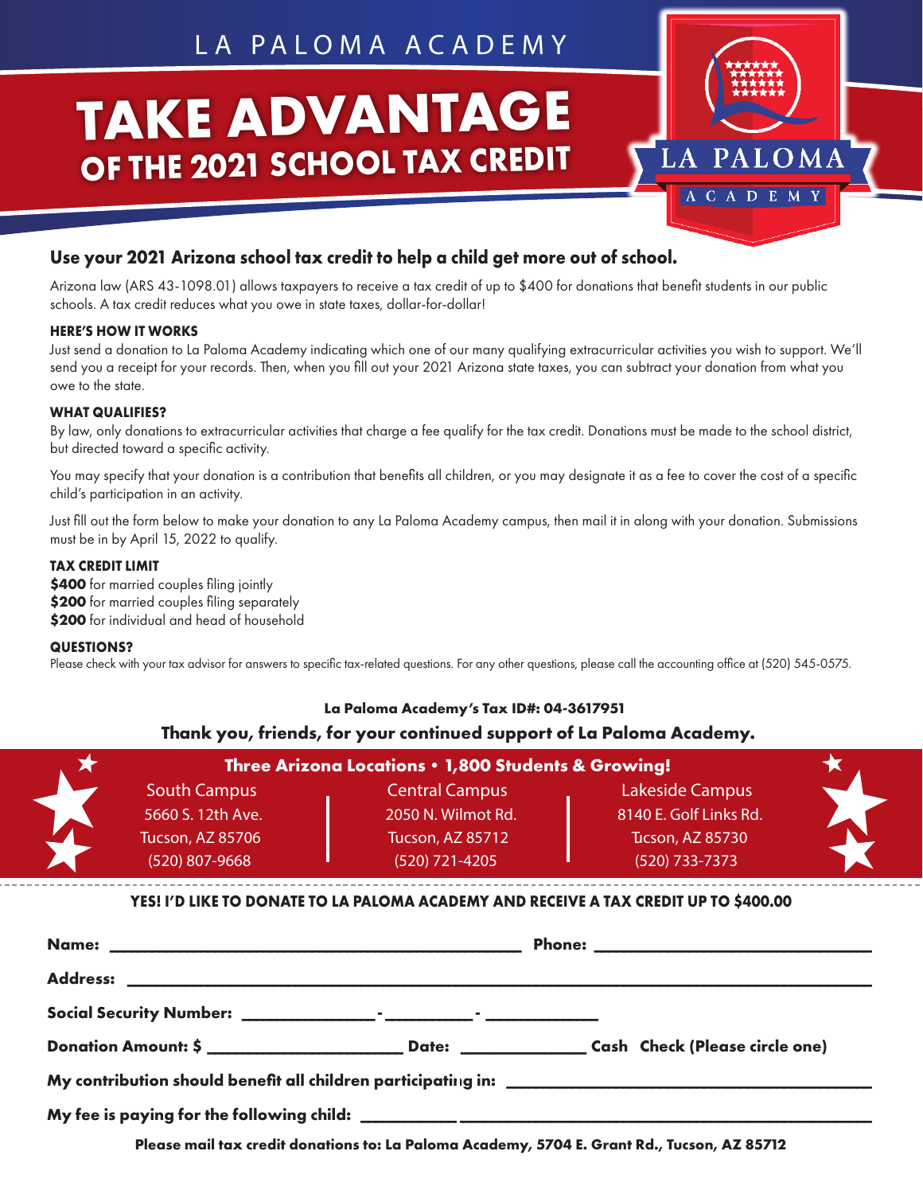LA PALOMA ACADEMY

# TAKE ADVANTAGE OF THE 2021 SCHOOL TAX CREDIT

LA PALOMA ACADEMY

## Use your 2021 Arizona school tax credit to help a child get more out of school.

Arizona law (ARS 43-1098.01) allows taxpayers to receive a tax credit of up to $400 for donations that benefit students in our public schools. A tax credit reduces what you owe in state taxes, dollar-for-dollar!

**HERE'S HOW IT WORKS**

Just send a donation to La Paloma Academy indicating which one of our many qualifying extracurricular activities you wish to support. We'll send you a receipt for your records. Then, when you fill out your 2021 Arizona state taxes, you can subtract your donation from what you owe to the state.

**WHAT QUALIFIES?**

By law, only donations to extracurricular activities that charge a fee qualify for the tax credit. Donations must be made to the school district, but directed toward a specific activity.

You may specify that your donation is a contribution that benefits all children, or you may designate it as a fee to cover the cost of a specific child's participation in an activity.

Just fill out the form below to make your donation to any La Paloma Academy campus, then mail it in along with your donation. Submissions must be in by April 15, 2022 to qualify.

**TAX CREDIT LIMIT**

**$400** for married couples filing jointly
**$200** for married couples filing separately
**$200** for individual and head of household

**QUESTIONS?**

Please check with your tax advisor for answers to specific tax-related questions. For any other questions, please call the accounting office at (520) 545-0575.

**La Paloma Academy's Tax ID#: 04-3617951**

**Thank you, friends, for your continued support of La Paloma Academy.**

**Three Arizona Locations • 1,800 Students & Growing!**

| South Campus | Central Campus | Lakeside Campus |
| --- | --- | --- |
| 5660 S. 12th Ave. | 2050 N. Wilmot Rd. | 8140 E. Golf Links Rd. |
| Tucson, AZ 85706 | Tucson, AZ 85712 | Tucson, AZ 85730 |
| (520) 807-9668 | (520) 721-4205 | (520) 733-7373 |

**YES! I'D LIKE TO DONATE TO LA PALOMA ACADEMY AND RECEIVE A TAX CREDIT UP TO $400.00**

**Name:** ______________________________ **Phone:** ____________________

**Address:** ______________________________________________________

**Social Security Number:** __________-________-________

**Donation Amount: $** ______________ **Date:** __________ **Cash Check (Please circle one)**

**My contribution should benefit all children participating in:** ______________________________

**My fee is paying for the following child:** ______________________________

**Please mail tax credit donations to: La Paloma Academy, 5704 E. Grant Rd., Tucson, AZ 85712**